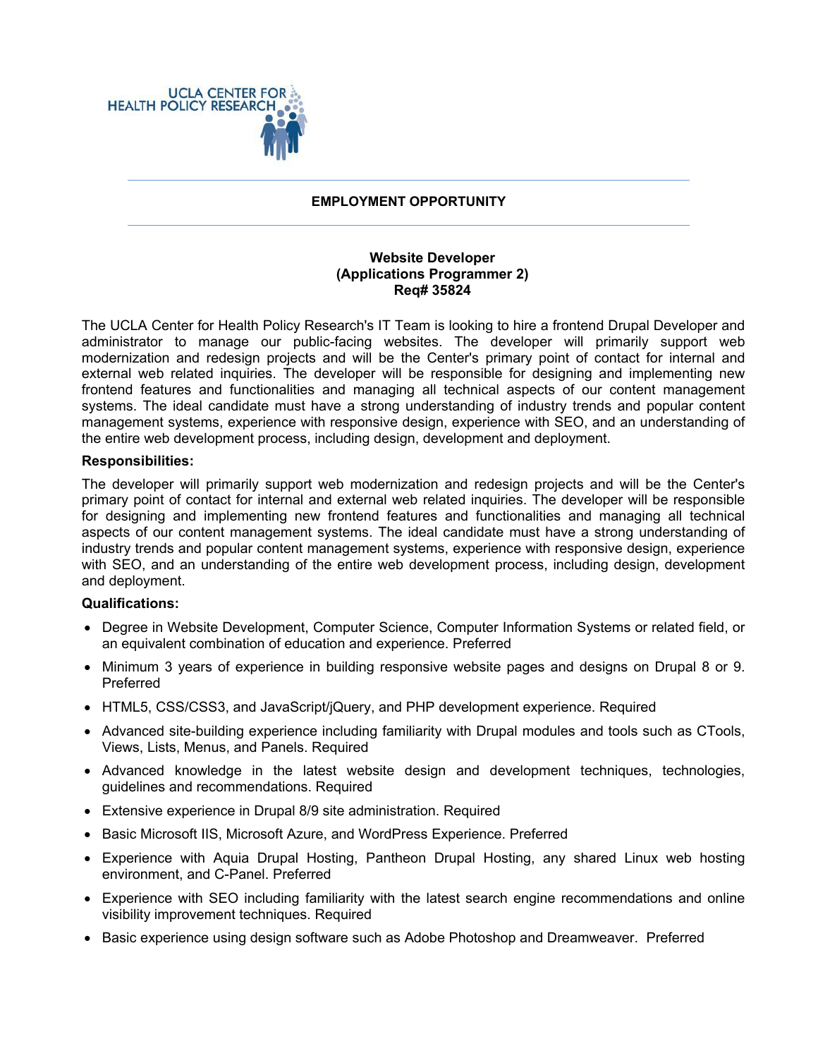UCLA CENTER FOR HEALTH POLICY RESEARCH

---

**EMPLOYMENT OPPORTUNITY**

---

**Website Developer**
**(Applications Programmer 2)**
**Req# 35824**

The UCLA Center for Health Policy Research's IT Team is looking to hire a frontend Drupal Developer and administrator to manage our public-facing websites. The developer will primarily support web modernization and redesign projects and will be the Center's primary point of contact for internal and external web related inquiries. The developer will be responsible for designing and implementing new frontend features and functionalities and managing all technical aspects of our content management systems. The ideal candidate must have a strong understanding of industry trends and popular content management systems, experience with responsive design, experience with SEO, and an understanding of the entire web development process, including design, development and deployment.

**Responsibilities:**

The developer will primarily support web modernization and redesign projects and will be the Center's primary point of contact for internal and external web related inquiries. The developer will be responsible for designing and implementing new frontend features and functionalities and managing all technical aspects of our content management systems. The ideal candidate must have a strong understanding of industry trends and popular content management systems, experience with responsive design, experience with SEO, and an understanding of the entire web development process, including design, development and deployment.

**Qualifications:**

- Degree in Website Development, Computer Science, Computer Information Systems or related field, or an equivalent combination of education and experience. Preferred
- Minimum 3 years of experience in building responsive website pages and designs on Drupal 8 or 9. Preferred
- HTML5, CSS/CSS3, and JavaScript/jQuery, and PHP development experience. Required
- Advanced site-building experience including familiarity with Drupal modules and tools such as CTools, Views, Lists, Menus, and Panels. Required
- Advanced knowledge in the latest website design and development techniques, technologies, guidelines and recommendations. Required
- Extensive experience in Drupal 8/9 site administration. Required
- Basic Microsoft IIS, Microsoft Azure, and WordPress Experience. Preferred
- Experience with Aquia Drupal Hosting, Pantheon Drupal Hosting, any shared Linux web hosting environment, and C-Panel. Preferred
- Experience with SEO including familiarity with the latest search engine recommendations and online visibility improvement techniques. Required
- Basic experience using design software such as Adobe Photoshop and Dreamweaver. Preferred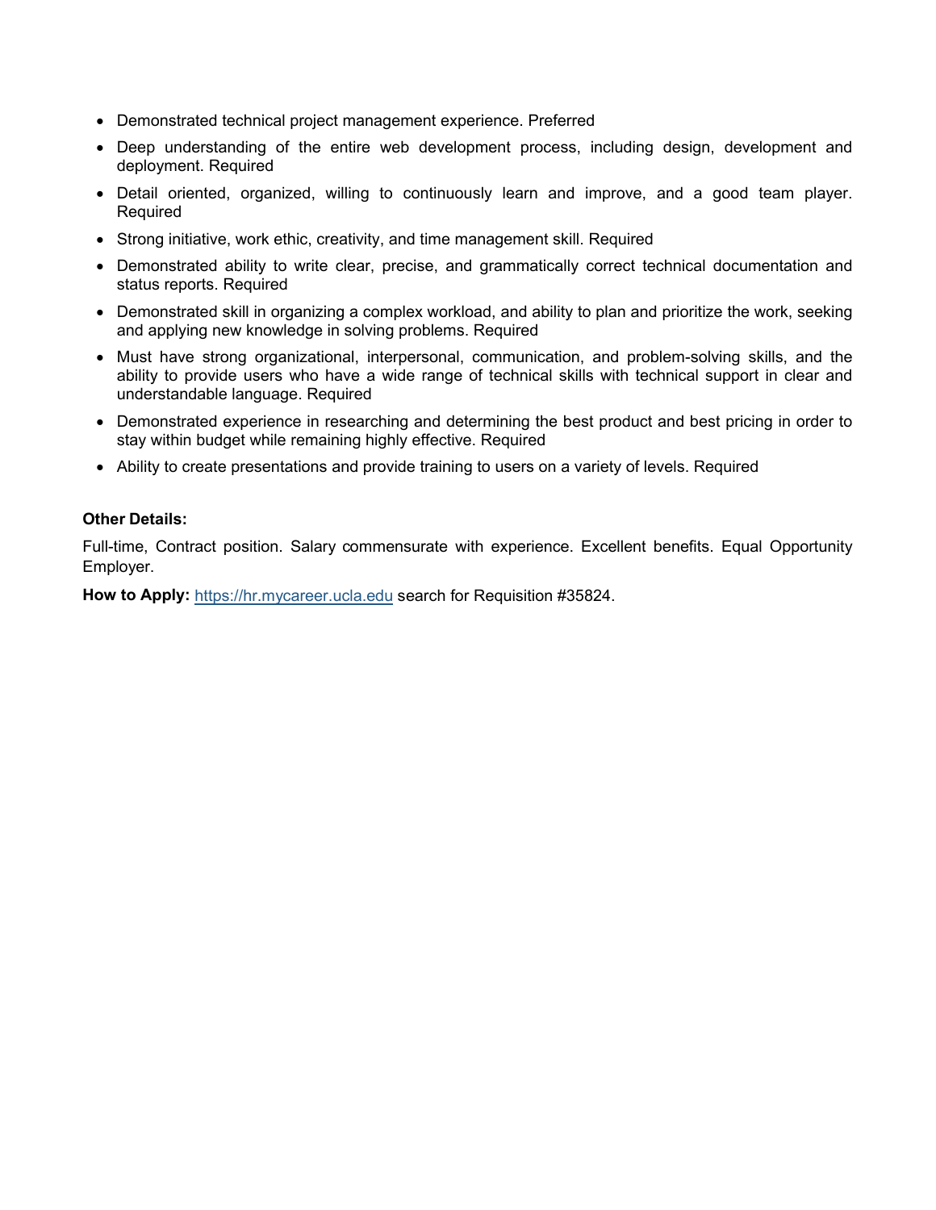- Demonstrated technical project management experience. Preferred
- Deep understanding of the entire web development process, including design, development and deployment. Required
- Detail oriented, organized, willing to continuously learn and improve, and a good team player. Required
- Strong initiative, work ethic, creativity, and time management skill. Required
- Demonstrated ability to write clear, precise, and grammatically correct technical documentation and status reports. Required
- Demonstrated skill in organizing a complex workload, and ability to plan and prioritize the work, seeking and applying new knowledge in solving problems. Required
- Must have strong organizational, interpersonal, communication, and problem-solving skills, and the ability to provide users who have a wide range of technical skills with technical support in clear and understandable language. Required
- Demonstrated experience in researching and determining the best product and best pricing in order to stay within budget while remaining highly effective. Required
- Ability to create presentations and provide training to users on a variety of levels. Required

**Other Details:**

Full-time, Contract position. Salary commensurate with experience. Excellent benefits. Equal Opportunity Employer.

**How to Apply:** [https://hr.mycareer.ucla.edu](https://hr.mycareer.ucla.edu) search for Requisition #35824.